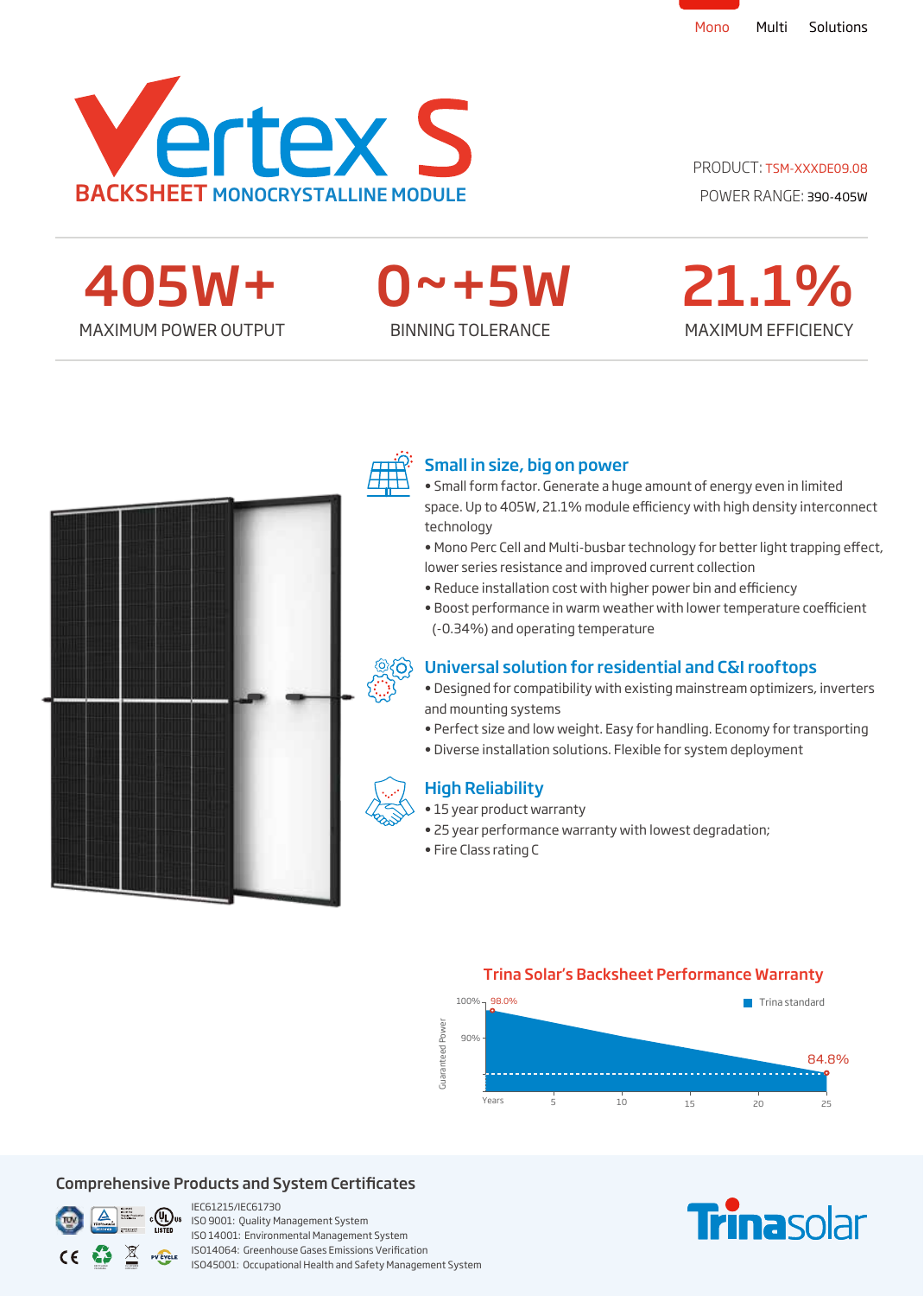Mono Multi Solutions

# Vertex S

## BACKSHEET MONOCRYSTALLINE MODULE

PRODUCT: TSM-XXXDE09.08

POWER RANGE: 390-405W

| 405W+ | 0~+5W | 21.1% |
|---|---|---|
| MAXIMUM POWER OUTPUT | BINNING TOLERANCE | MAXIMUM EFFICIENCY |

### Small in size, big on power

- Small form factor. Generate a huge amount of energy even in limited space. Up to 405W, 21.1% module efficiency with high density interconnect technology
- Mono Perc Cell and Multi-busbar technology for better light trapping effect, lower series resistance and improved current collection
- Reduce installation cost with higher power bin and efficiency
- Boost performance in warm weather with lower temperature coefficient (-0.34%) and operating temperature

### Universal solution for residential and C&I rooftops

- Designed for compatibility with existing mainstream optimizers, inverters and mounting systems
- Perfect size and low weight. Easy for handling. Economy for transporting
- Diverse installation solutions. Flexible for system deployment

### High Reliability

- 15 year product warranty
- 25 year performance warranty with lowest degradation;
- Fire Class rating C

### Trina Solar's Backsheet Performance Warranty

Guaranteed Power: 100%, 90% — 98.0% (Year 1) to 84.8% (Year 25); Years: 5, 10, 15, 20, 25 — Trina standard

### Comprehensive Products and System Certificates

IEC61215/IEC61730
ISO 9001: Quality Management System
ISO 14001: Environmental Management System
ISO14064: Greenhouse Gases Emissions Verification
ISO45001: Occupational Health and Safety Management System

Trinasolar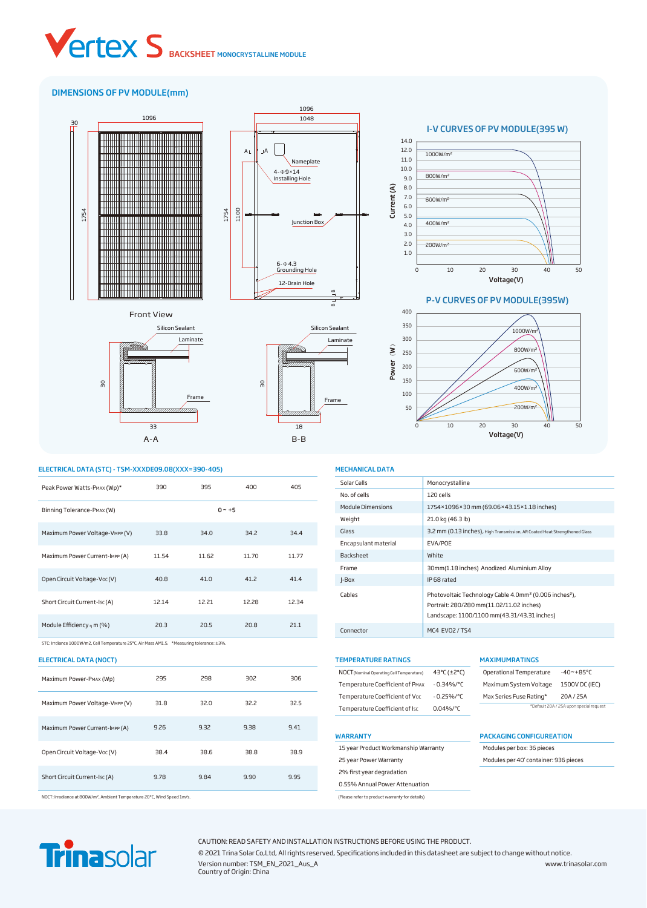# Vertex S BACKSHEET MONOCRYSTALLINE MODULE

## DIMENSIONS OF PV MODULE(mm)

30
1096
1754
Front View

1096
1048
A A
Nameplate
4-Φ9×14
Installing Hole
1754
1100
Junction Box
6-Φ4.3
Grounding Hole
12-Drain Hole
8

Silicon Sealant
Laminate
Frame
30
33
A-A

Silicon Sealant
Laminate
Frame
30
18
B-B

## I-V CURVES OF PV MODULE(395 W)

Current (A)
14.0
12.0
11.0
10.0
9.0
8.0
7.0
6.0
5.0
4.0
3.0
2.0
1.0
1000W/m²
800W/m²
600W/m²
400W/m²
200W/m²
0 10 20 30 40 50
Voltage(V)

## P-V CURVES OF PV MODULE(395W)

Power (W)
400
350
300
250
200
150
100
50
1000W/m²
800W/m²
600W/m²
400W/m²
200W/m²
0 10 20 30 40 50
Voltage(V)

## ELECTRICAL DATA (STC) - TSM-XXXDE09.08(XXX=390-405)

| | | | | |
|---|---|---|---|---|
| Peak Power Watts-PMAX (Wp)* | 390 | 395 | 400 | 405 |
| Binning Tolerance-PMAX (W) | 0 ~ +5 | | | |
| Maximum Power Voltage-VMPP (V) | 33.8 | 34.0 | 34.2 | 34.4 |
| Maximum Power Current-IMPP (A) | 11.54 | 11.62 | 11.70 | 11.77 |
| Open Circuit Voltage-Voc (V) | 40.8 | 41.0 | 41.2 | 41.4 |
| Short Circuit Current-Isc (A) | 12.14 | 12.21 | 12.28 | 12.34 |
| Module Efficiency η m (%) | 20.3 | 20.5 | 20.8 | 21.1 |

STC: Irradiance 1000W/m2, Cell Temperature 25°C, Air Mass AM1.5. *Measuring tolerance: ±3%.

## ELECTRICAL DATA (NOCT)

| | | | | |
|---|---|---|---|---|
| Maximum Power-PMAX (Wp) | 295 | 298 | 302 | 306 |
| Maximum Power Voltage-VMPP (V) | 31.8 | 32.0 | 32.2 | 32.5 |
| Maximum Power Current-IMPP (A) | 9.26 | 9.32 | 9.38 | 9.41 |
| Open Circuit Voltage-Voc (V) | 38.4 | 38.6 | 38.8 | 38.9 |
| Short Circuit Current-Isc (A) | 9.78 | 9.84 | 9.90 | 9.95 |

NOCT: Irradiance at 800W/m², Ambient Temperature 20°C, Wind Speed 1m/s.

## MECHANICAL DATA

| | |
|---|---|
| Solar Cells | Monocrystalline |
| No. of cells | 120 cells |
| Module Dimensions | 1754×1096×30 mm (69.06×43.15×1.18 inches) |
| Weight | 21.0 kg (46.3 lb) |
| Glass | 3.2 mm (0.13 inches), High Transmission, AR Coated Heat Strengthened Glass |
| Encapsulant material | EVA/POE |
| Backsheet | White |
| Frame | 30mm(1.18 inches) Anodized Aluminium Alloy |
| J-Box | IP 68 rated |
| Cables | Photovoltaic Technology Cable 4.0mm² (0.006 inches²), Portrait: 280/280 mm(11.02/11.02 inches) Landscape: 1100/1100 mm(43.31/43.31 inches) |
| Connector | MC4 EVO2 / TS4 |

## TEMPERATURE RATINGS

| | |
|---|---|
| NOCT (Nominal Operating Cell Temperature) | 43°C (±2°C) |
| Temperature Coefficient of PMAX | - 0.34%/°C |
| Temperature Coefficient of Voc | - 0.25%/°C |
| Temperature Coefficient of Isc | 0.04%/°C |

## MAXIMUMRATINGS

| | |
|---|---|
| Operational Temperature | -40~+85°C |
| Maximum System Voltage | 1500V DC (IEC) |
| Max Series Fuse Rating* | 20A / 25A |

*Default 20A / 25A upon special request

## WARRANTY

15 year Product Workmanship Warranty
25 year Power Warranty
2% first year degradation
0.55% Annual Power Attenuation

(Please refer to product warranty for details)

## PACKAGING CONFIGUREATION

Modules per box: 36 pieces
Modules per 40' container: 936 pieces

Trinasolar

CAUTION: READ SAFETY AND INSTALLATION INSTRUCTIONS BEFORE USING THE PRODUCT.
© 2021 Trina Solar Co,Ltd, All rights reserved, Specifications included in this datasheet are subject to change without notice.
Version number: TSM_EN_2021_Aus_A
Country of Origin: China
www.trinasolar.com